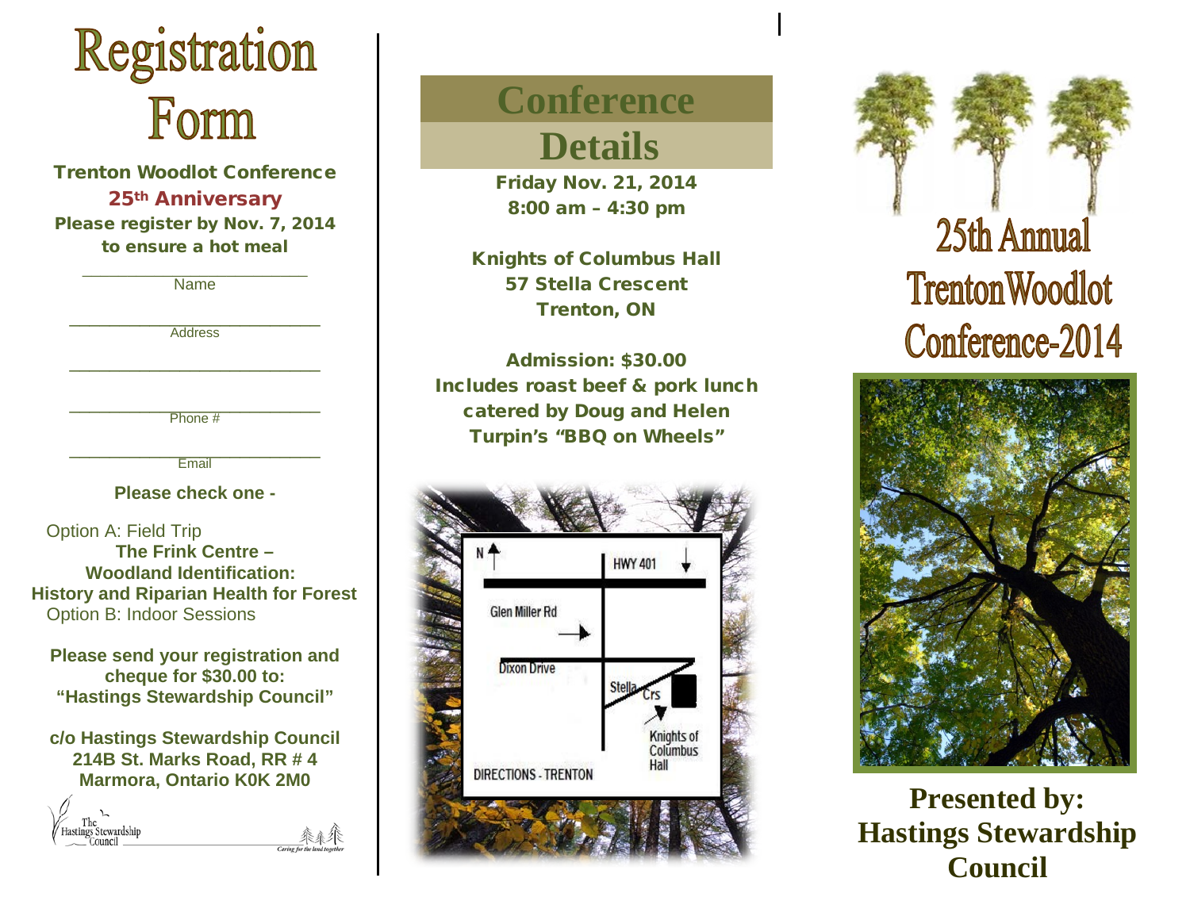# Registration Form

**Trenton Woodlot Conference**

**25th Anniversary**

**Please register by Nov. 7, 2014 to ensure a hot meal**

\_\_\_\_\_\_\_\_\_\_\_\_\_\_\_\_\_\_\_\_\_\_\_\_\_\_\_\_\_\_\_\_
Name

\_\_\_\_\_\_\_\_\_\_\_\_\_\_\_\_\_\_\_\_\_\_\_\_\_\_\_\_\_\_\_\_
Address

\_\_\_\_\_\_\_\_\_\_\_\_\_\_\_\_\_\_\_\_\_\_\_\_\_\_\_\_\_\_\_\_

\_\_\_\_\_\_\_\_\_\_\_\_\_\_\_\_\_\_\_\_\_\_\_\_\_\_\_\_\_\_\_\_
Phone #

\_\_\_\_\_\_\_\_\_\_\_\_\_\_\_\_\_\_\_\_\_\_\_\_\_\_\_\_\_\_\_\_
Email

**Please check one -**

Option A: Field Trip
**The Frink Centre – Woodland Identification: History and Riparian Health for Forest**

Option B: Indoor Sessions

**Please send your registration and cheque for $30.00 to: "Hastings Stewardship Council"**

**c/o Hastings Stewardship Council**
**214B St. Marks Road, RR # 4**
**Marmora, Ontario K0K 2M0**

The Hastings Stewardship Council — *Caring for the land together*

# Conference Details

**Friday Nov. 21, 2014**
**8:00 am – 4:30 pm**

**Knights of Columbus Hall**
**57 Stella Crescent**
**Trenton, ON**

**Admission: $30.00**
**Includes roast beef & pork lunch catered by Doug and Helen Turpin's "BBQ on Wheels"**

N — HWY 401 — Glen Miller Rd — Dixon Drive — Stella Crs — Knights of Columbus Hall

DIRECTIONS - TRENTON

# 25th Annual Trenton Woodlot Conference-2014

**Presented by: Hastings Stewardship Council**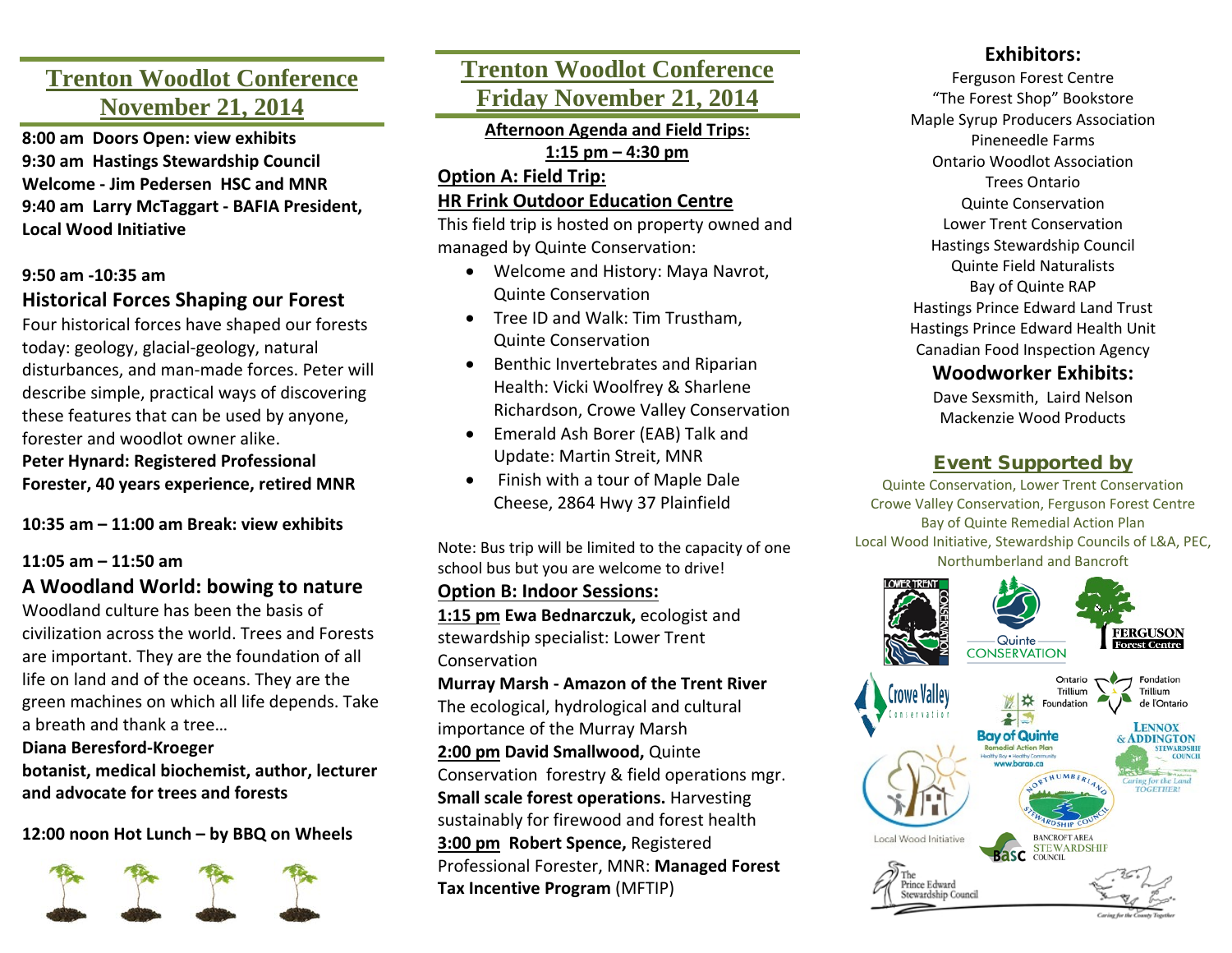# Trenton Woodlot Conference November 21, 2014

**8:00 am Doors Open: view exhibits**
**9:30 am Hastings Stewardship Council Welcome - Jim Pedersen HSC and MNR**
**9:40 am Larry McTaggart - BAFIA President, Local Wood Initiative**

**9:50 am -10:35 am**

### Historical Forces Shaping our Forest

Four historical forces have shaped our forests today: geology, glacial-geology, natural disturbances, and man-made forces. Peter will describe simple, practical ways of discovering these features that can be used by anyone, forester and woodlot owner alike.

**Peter Hynard: Registered Professional Forester, 40 years experience, retired MNR**

**10:35 am – 11:00 am Break: view exhibits**

**11:05 am – 11:50 am**

### A Woodland World: bowing to nature

Woodland culture has been the basis of civilization across the world. Trees and Forests are important. They are the foundation of all life on land and of the oceans. They are the green machines on which all life depends. Take a breath and thank a tree…

**Diana Beresford-Kroeger**
**botanist, medical biochemist, author, lecturer and advocate for trees and forests**

**12:00 noon Hot Lunch – by BBQ on Wheels**

# Trenton Woodlot Conference Friday November 21, 2014

**Afternoon Agenda and Field Trips:**
**1:15 pm – 4:30 pm**

## Option A: Field Trip: HR Frink Outdoor Education Centre

This field trip is hosted on property owned and managed by Quinte Conservation:

- Welcome and History: Maya Navrot, Quinte Conservation
- Tree ID and Walk: Tim Trustham, Quinte Conservation
- Benthic Invertebrates and Riparian Health: Vicki Woolfrey & Sharlene Richardson, Crowe Valley Conservation
- Emerald Ash Borer (EAB) Talk and Update: Martin Streit, MNR
- Finish with a tour of Maple Dale Cheese, 2864 Hwy 37 Plainfield

Note: Bus trip will be limited to the capacity of one school bus but you are welcome to drive!

## Option B: Indoor Sessions:

**1:15 pm Ewa Bednarczuk,** ecologist and stewardship specialist: Lower Trent Conservation
**Murray Marsh - Amazon of the Trent River**
The ecological, hydrological and cultural importance of the Murray Marsh

**2:00 pm David Smallwood,** Quinte Conservation forestry & field operations mgr.
**Small scale forest operations.** Harvesting sustainably for firewood and forest health

**3:00 pm Robert Spence,** Registered Professional Forester, MNR: **Managed Forest Tax Incentive Program** (MFTIP)

## Exhibitors:

Ferguson Forest Centre
"The Forest Shop" Bookstore
Maple Syrup Producers Association
Pineneedle Farms
Ontario Woodlot Association
Trees Ontario
Quinte Conservation
Lower Trent Conservation
Hastings Stewardship Council
Quinte Field Naturalists
Bay of Quinte RAP
Hastings Prince Edward Land Trust
Hastings Prince Edward Health Unit
Canadian Food Inspection Agency

## Woodworker Exhibits:

Dave Sexsmith, Laird Nelson
Mackenzie Wood Products

## Event Supported by

Quinte Conservation, Lower Trent Conservation
Crowe Valley Conservation, Ferguson Forest Centre
Bay of Quinte Remedial Action Plan
Local Wood Initiative, Stewardship Councils of L&A, PEC, Northumberland and Bancroft